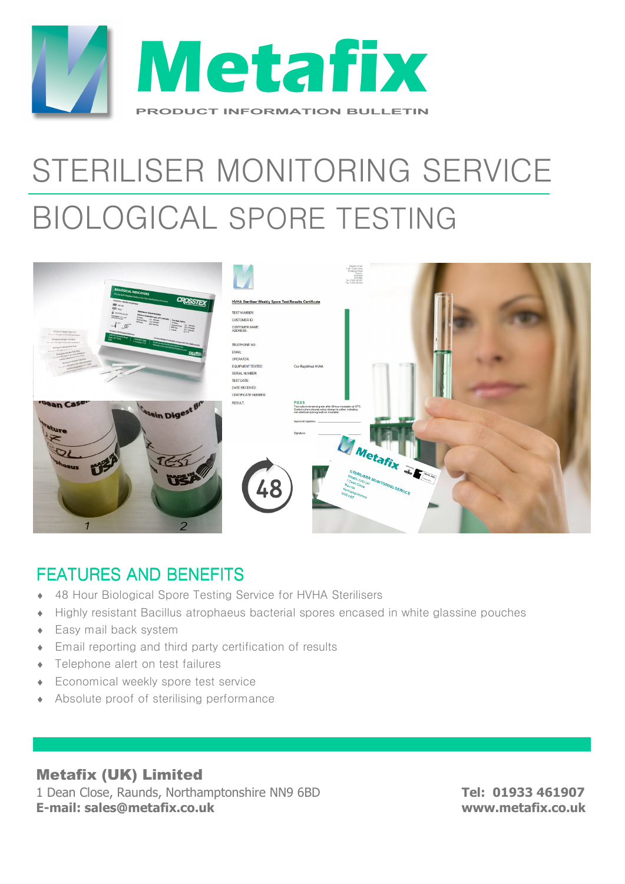# Metafix

PRODUCT INFORMATION BULLETIN

# STERILISER MONITORING SERVICE

# BIOLOGICAL SPORE TESTING

## FEATURES AND BENEFITS

- 48 Hour Biological Spore Testing Service for HVHA Sterilisers
- Highly resistant Bacillus atrophaeus bacterial spores encased in white glassine pouches
- Easy mail back system
- Email reporting and third party certification of results
- Telephone alert on test failures
- Economical weekly spore test service
- Absolute proof of sterilising performance

**Metafix (UK) Limited**
1 Dean Close, Raunds, Northamptonshire NN9 6BD
**E-mail: sales@metafix.co.uk**

**Tel: 01933 461907**
**www.metafix.co.uk**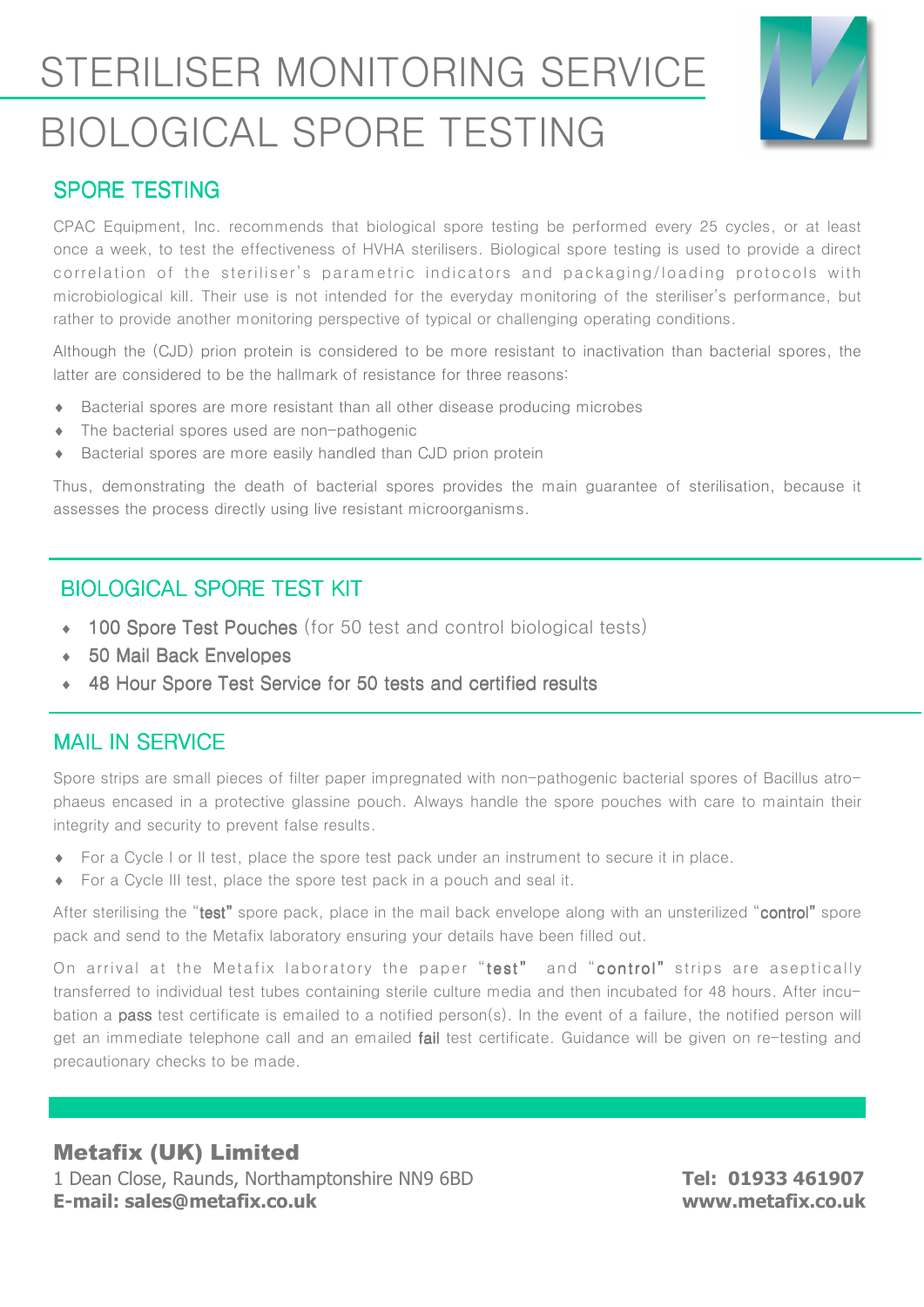# STERILISER MONITORING SERVICE

# BIOLOGICAL SPORE TESTING

## SPORE TESTING

CPAC Equipment, Inc. recommends that biological spore testing be performed every 25 cycles, or at least once a week, to test the effectiveness of HVHA sterilisers. Biological spore testing is used to provide a direct correlation of the steriliser's parametric indicators and packaging/loading protocols with microbiological kill. Their use is not intended for the everyday monitoring of the steriliser's performance, but rather to provide another monitoring perspective of typical or challenging operating conditions.

Although the (CJD) prion protein is considered to be more resistant to inactivation than bacterial spores, the latter are considered to be the hallmark of resistance for three reasons:

- Bacterial spores are more resistant than all other disease producing microbes
- The bacterial spores used are non-pathogenic
- Bacterial spores are more easily handled than CJD prion protein

Thus, demonstrating the death of bacterial spores provides the main guarantee of sterilisation, because it assesses the process directly using live resistant microorganisms.

## BIOLOGICAL SPORE TEST KIT

- **100 Spore Test Pouches** (for 50 test and control biological tests)
- **50 Mail Back Envelopes**
- **48 Hour Spore Test Service for 50 tests and certified results**

## MAIL IN SERVICE

Spore strips are small pieces of filter paper impregnated with non-pathogenic bacterial spores of Bacillus atrophaeus encased in a protective glassine pouch. Always handle the spore pouches with care to maintain their integrity and security to prevent false results.

- For a Cycle I or II test, place the spore test pack under an instrument to secure it in place.
- For a Cycle III test, place the spore test pack in a pouch and seal it.

After sterilising the "**test**" spore pack, place in the mail back envelope along with an unsterilized "**control**" spore pack and send to the Metafix laboratory ensuring your details have been filled out.

On arrival at the Metafix laboratory the paper "**test**" and "**control**" strips are aseptically transferred to individual test tubes containing sterile culture media and then incubated for 48 hours. After incubation a **pass** test certificate is emailed to a notified person(s). In the event of a failure, the notified person will get an immediate telephone call and an emailed **fail** test certificate. Guidance will be given on re-testing and precautionary checks to be made.

**Metafix (UK) Limited**
1 Dean Close, Raunds, Northamptonshire NN9 6BD
**E-mail: sales@metafix.co.uk**

**Tel: 01933 461907**
**www.metafix.co.uk**